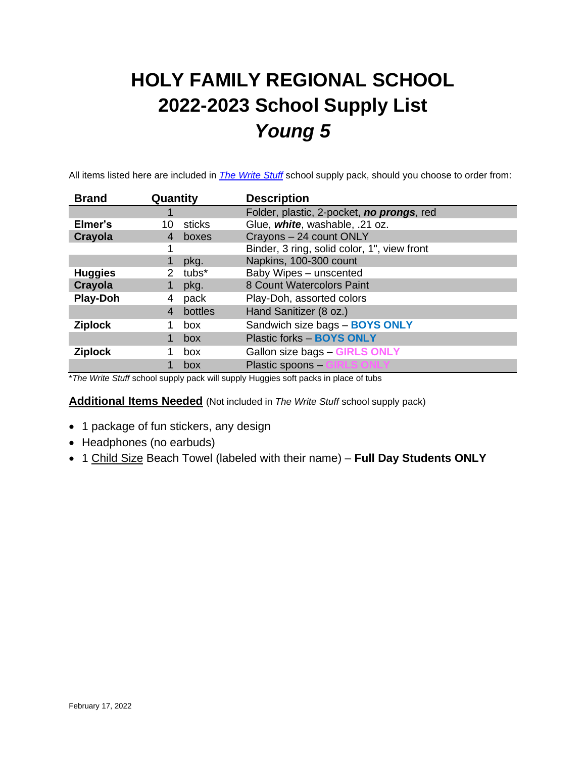# HOLY FAMILY REGIONAL SCHOOL
# 2022-2023 School Supply List
# *Young 5*

All items listed here are included in *The Write Stuff* school supply pack, should you choose to order from:

| Brand | Quantity | | Description |
|---|---|---|---|
| | 1 | | Folder, plastic, 2-pocket, ***no prongs***, red |
| **Elmer's** | 10 | sticks | Glue, ***white***, washable, .21 oz. |
| **Crayola** | 4 | boxes | Crayons – 24 count ONLY |
| | 1 | | Binder, 3 ring, solid color, 1", view front |
| | 1 | pkg. | Napkins, 100-300 count |
| **Huggies** | 2 | tubs* | Baby Wipes – unscented |
| **Crayola** | 1 | pkg. | 8 Count Watercolors Paint |
| **Play-Doh** | 4 | pack | Play-Doh, assorted colors |
| | 4 | bottles | Hand Sanitizer (8 oz.) |
| **Ziplock** | 1 | box | Sandwich size bags – **BOYS ONLY** |
| | 1 | box | Plastic forks – **BOYS ONLY** |
| **Ziplock** | 1 | box | Gallon size bags – **GIRLS ONLY** |
| | 1 | box | Plastic spoons – **GIRLS ONLY** |

\**The Write Stuff* school supply pack will supply Huggies soft packs in place of tubs

**Additional Items Needed** (Not included in *The Write Stuff* school supply pack)

- 1 package of fun stickers, any design
- Headphones (no earbuds)
- 1 Child Size Beach Towel (labeled with their name) – **Full Day Students ONLY**

February 17, 2022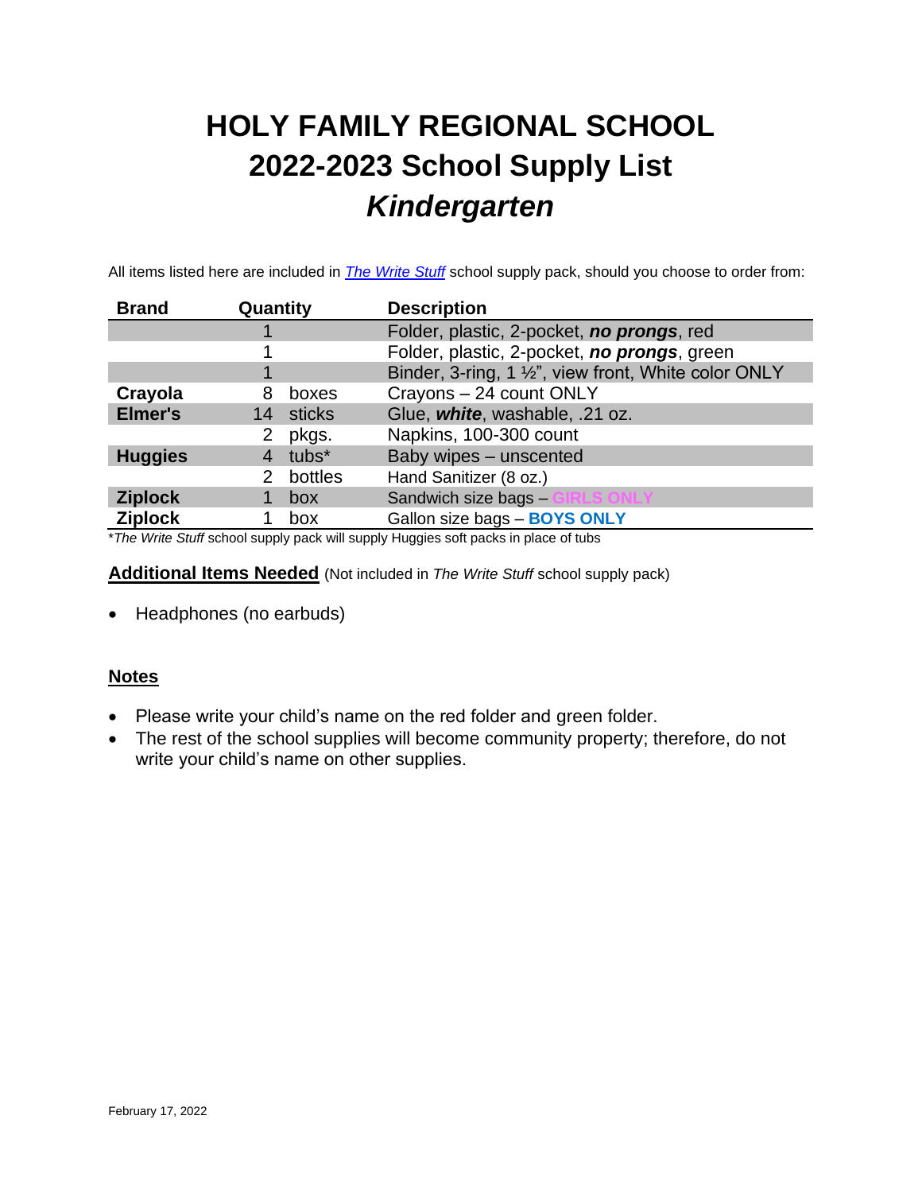# HOLY FAMILY REGIONAL SCHOOL
# 2022-2023 School Supply List
# *Kindergarten*

All items listed here are included in *The Write Stuff* school supply pack, should you choose to order from:

| Brand | Quantity | | Description |
|---|---|---|---|
| | 1 | | Folder, plastic, 2-pocket, ***no prongs***, red |
| | 1 | | Folder, plastic, 2-pocket, ***no prongs***, green |
| | 1 | | Binder, 3-ring, 1 ½", view front, White color ONLY |
| **Crayola** | 8 | boxes | Crayons – 24 count ONLY |
| **Elmer's** | 14 | sticks | Glue, ***white***, washable, .21 oz. |
| | 2 | pkgs. | Napkins, 100-300 count |
| **Huggies** | 4 | tubs* | Baby wipes – unscented |
| | 2 | bottles | Hand Sanitizer (8 oz.) |
| **Ziplock** | 1 | box | Sandwich size bags – **GIRLS ONLY** |
| **Ziplock** | 1 | box | Gallon size bags – **BOYS ONLY** |

**The Write Stuff* school supply pack will supply Huggies soft packs in place of tubs

**Additional Items Needed** (Not included in *The Write Stuff* school supply pack)

- Headphones (no earbuds)

**Notes**

- Please write your child's name on the red folder and green folder.
- The rest of the school supplies will become community property; therefore, do not write your child's name on other supplies.

February 17, 2022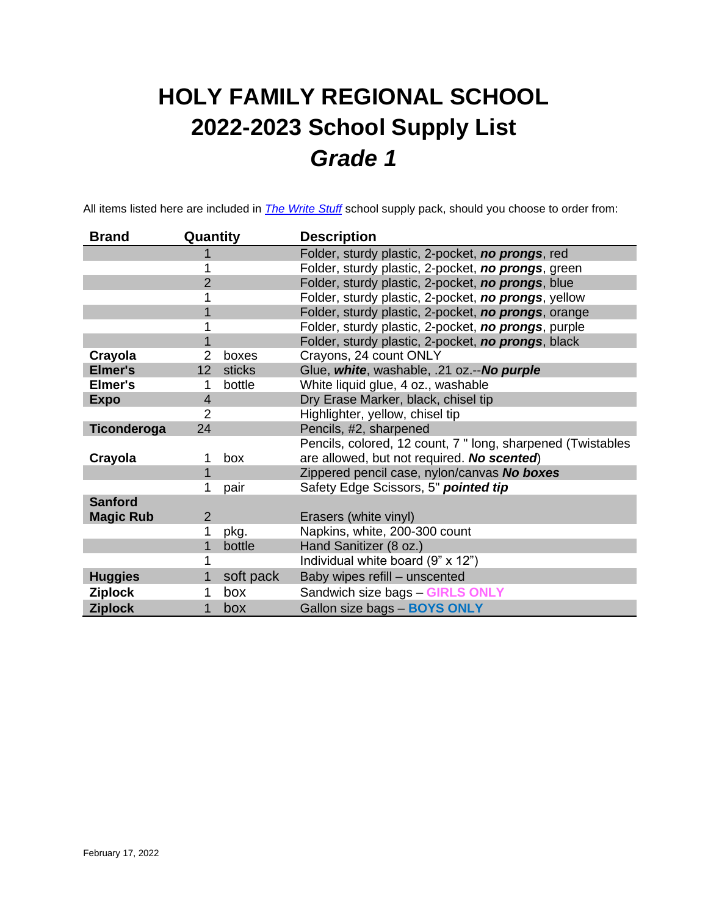# HOLY FAMILY REGIONAL SCHOOL
# 2022-2023 School Supply List
# *Grade 1*

All items listed here are included in *The Write Stuff* school supply pack, should you choose to order from:

| Brand | Quantity | | Description |
|---|---|---|---|
| | 1 | | Folder, sturdy plastic, 2-pocket, ***no prongs***, red |
| | 1 | | Folder, sturdy plastic, 2-pocket, ***no prongs***, green |
| | 2 | | Folder, sturdy plastic, 2-pocket, ***no prongs***, blue |
| | 1 | | Folder, sturdy plastic, 2-pocket, ***no prongs***, yellow |
| | 1 | | Folder, sturdy plastic, 2-pocket, ***no prongs***, orange |
| | 1 | | Folder, sturdy plastic, 2-pocket, ***no prongs***, purple |
| | 1 | | Folder, sturdy plastic, 2-pocket, ***no prongs***, black |
| **Crayola** | 2 | boxes | Crayons, 24 count ONLY |
| **Elmer's** | 12 | sticks | Glue, ***white***, washable, .21 oz.--***No purple*** |
| **Elmer's** | 1 | bottle | White liquid glue, 4 oz., washable |
| **Expo** | 4 | | Dry Erase Marker, black, chisel tip |
| | 2 | | Highlighter, yellow, chisel tip |
| **Ticonderoga** | 24 | | Pencils, #2, sharpened |
| **Crayola** | 1 | box | Pencils, colored, 12 count, 7 " long, sharpened (Twistables are allowed, but not required. ***No scented***) |
| | 1 | | Zippered pencil case, nylon/canvas ***No boxes*** |
| | 1 | pair | Safety Edge Scissors, 5" ***pointed tip*** |
| **Sanford Magic Rub** | 2 | | Erasers (white vinyl) |
| | 1 | pkg. | Napkins, white, 200-300 count |
| | 1 | bottle | Hand Sanitizer (8 oz.) |
| | 1 | | Individual white board (9" x 12") |
| **Huggies** | 1 | soft pack | Baby wipes refill – unscented |
| **Ziplock** | 1 | box | Sandwich size bags – **GIRLS ONLY** |
| **Ziplock** | 1 | box | Gallon size bags – **BOYS ONLY** |

February 17, 2022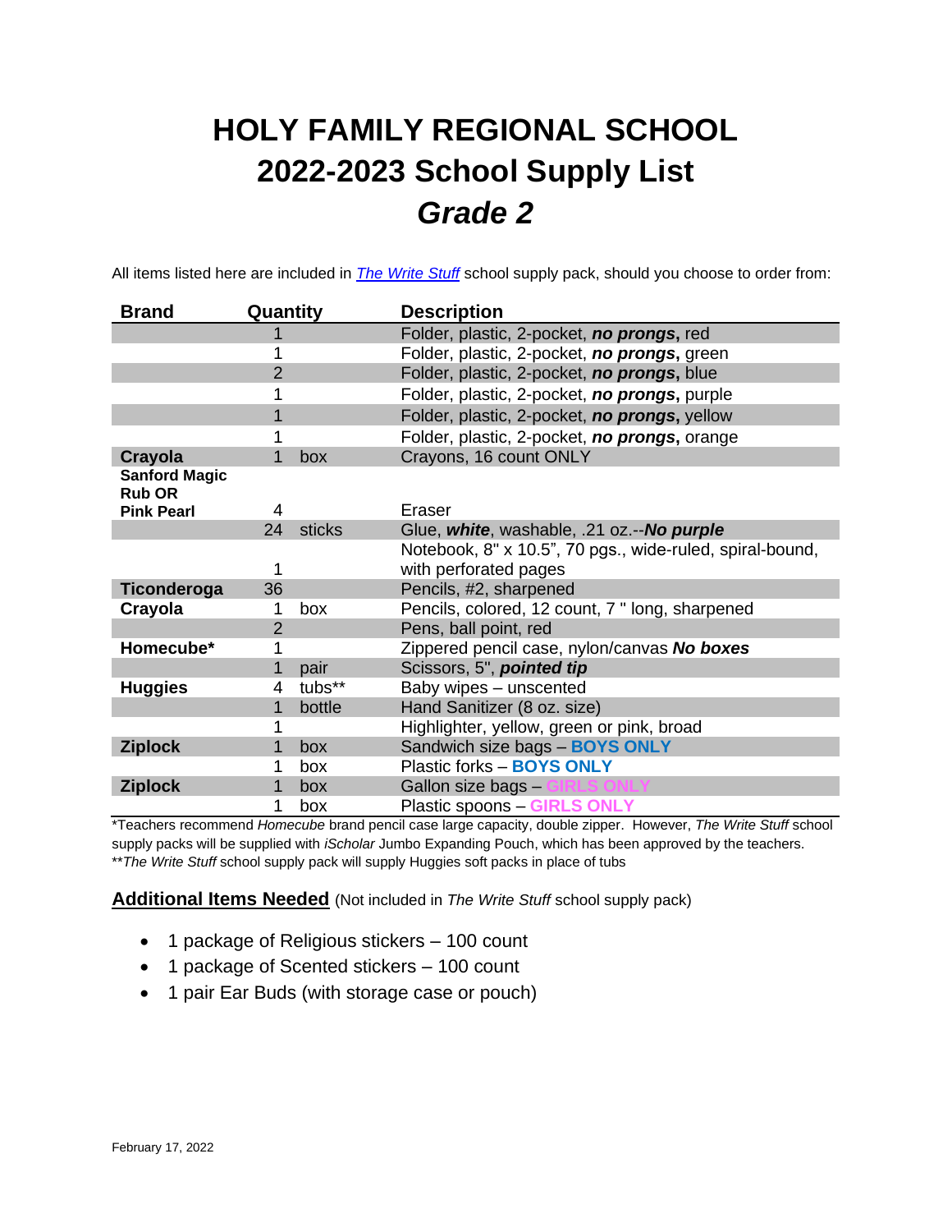# HOLY FAMILY REGIONAL SCHOOL
# 2022-2023 School Supply List
# *Grade 2*

All items listed here are included in *The Write Stuff* school supply pack, should you choose to order from:

| Brand | Quantity | | Description |
|---|---|---|---|
| | 1 | | Folder, plastic, 2-pocket, ***no prongs*****,** red |
| | 1 | | Folder, plastic, 2-pocket, ***no prongs*****,** green |
| | 2 | | Folder, plastic, 2-pocket, ***no prongs*****,** blue |
| | 1 | | Folder, plastic, 2-pocket, ***no prongs*****,** purple |
| | 1 | | Folder, plastic, 2-pocket, ***no prongs*****,** yellow |
| | 1 | | Folder, plastic, 2-pocket, ***no prongs*****,** orange |
| **Crayola** | 1 | box | Crayons, 16 count ONLY |
| **Sanford Magic Rub OR Pink Pearl** | 4 | | Eraser |
| | 24 | sticks | Glue, ***white***, washable, .21 oz.--***No purple*** |
| | 1 | | Notebook, 8" x 10.5", 70 pgs., wide-ruled, spiral-bound, with perforated pages |
| **Ticonderoga** | 36 | | Pencils, #2, sharpened |
| **Crayola** | 1 | box | Pencils, colored, 12 count, 7 " long, sharpened |
| | 2 | | Pens, ball point, red |
| **Homecube*** | 1 | | Zippered pencil case, nylon/canvas ***No boxes*** |
| | 1 | pair | Scissors, 5", ***pointed tip*** |
| **Huggies** | 4 | tubs** | Baby wipes – unscented |
| | 1 | bottle | Hand Sanitizer (8 oz. size) |
| | 1 | | Highlighter, yellow, green or pink, broad |
| **Ziplock** | 1 | box | Sandwich size bags – **BOYS ONLY** |
| | 1 | box | Plastic forks – **BOYS ONLY** |
| **Ziplock** | 1 | box | Gallon size bags – **GIRLS ONLY** |
| | 1 | box | Plastic spoons – **GIRLS ONLY** |

*Teachers recommend *Homecube* brand pencil case large capacity, double zipper. However, *The Write Stuff* school supply packs will be supplied with *iScholar* Jumbo Expanding Pouch, which has been approved by the teachers.
***The Write Stuff* school supply pack will supply Huggies soft packs in place of tubs

**Additional Items Needed** (Not included in *The Write Stuff* school supply pack)

- 1 package of Religious stickers – 100 count
- 1 package of Scented stickers – 100 count
- 1 pair Ear Buds (with storage case or pouch)

February 17, 2022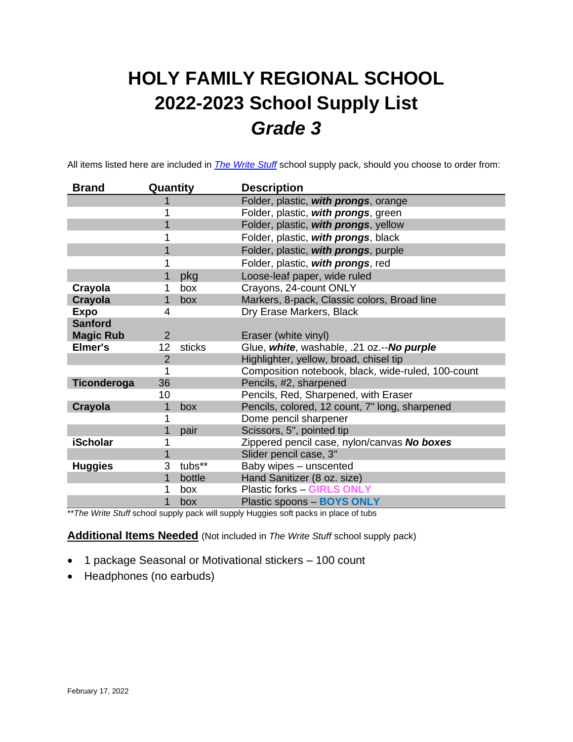# HOLY FAMILY REGIONAL SCHOOL
# 2022-2023 School Supply List
# *Grade 3*

All items listed here are included in *The Write Stuff* school supply pack, should you choose to order from:

| Brand | Quantity | | Description |
|---|---|---|---|
| | 1 | | Folder, plastic, ***with prongs***, orange |
| | 1 | | Folder, plastic, ***with prongs***, green |
| | 1 | | Folder, plastic, ***with prongs***, yellow |
| | 1 | | Folder, plastic, ***with prongs***, black |
| | 1 | | Folder, plastic, ***with prongs***, purple |
| | 1 | | Folder, plastic, ***with prongs***, red |
| | 1 | pkg | Loose-leaf paper, wide ruled |
| **Crayola** | 1 | box | Crayons, 24-count ONLY |
| **Crayola** | 1 | box | Markers, 8-pack, Classic colors, Broad line |
| **Expo** | 4 | | Dry Erase Markers, Black |
| **Sanford Magic Rub** | 2 | | Eraser (white vinyl) |
| **Elmer's** | 12 | sticks | Glue, ***white***, washable, .21 oz.--***No purple*** |
| | 2 | | Highlighter, yellow, broad, chisel tip |
| | 1 | | Composition notebook, black, wide-ruled, 100-count |
| **Ticonderoga** | 36 | | Pencils, #2, sharpened |
| | 10 | | Pencils, Red, Sharpened, with Eraser |
| **Crayola** | 1 | box | Pencils, colored, 12 count, 7" long, sharpened |
| | 1 | | Dome pencil sharpener |
| | 1 | pair | Scissors, 5", pointed tip |
| **iScholar** | 1 | | Zippered pencil case, nylon/canvas ***No boxes*** |
| | 1 | | Slider pencil case, 3" |
| **Huggies** | 3 | tubs** | Baby wipes – unscented |
| | 1 | bottle | Hand Sanitizer (8 oz. size) |
| | 1 | box | Plastic forks – **GIRLS ONLY** |
| | 1 | box | Plastic spoons – **BOYS ONLY** |

***The Write Stuff* school supply pack will supply Huggies soft packs in place of tubs

**Additional Items Needed** (Not included in *The Write Stuff* school supply pack)

- 1 package Seasonal or Motivational stickers – 100 count
- Headphones (no earbuds)

February 17, 2022